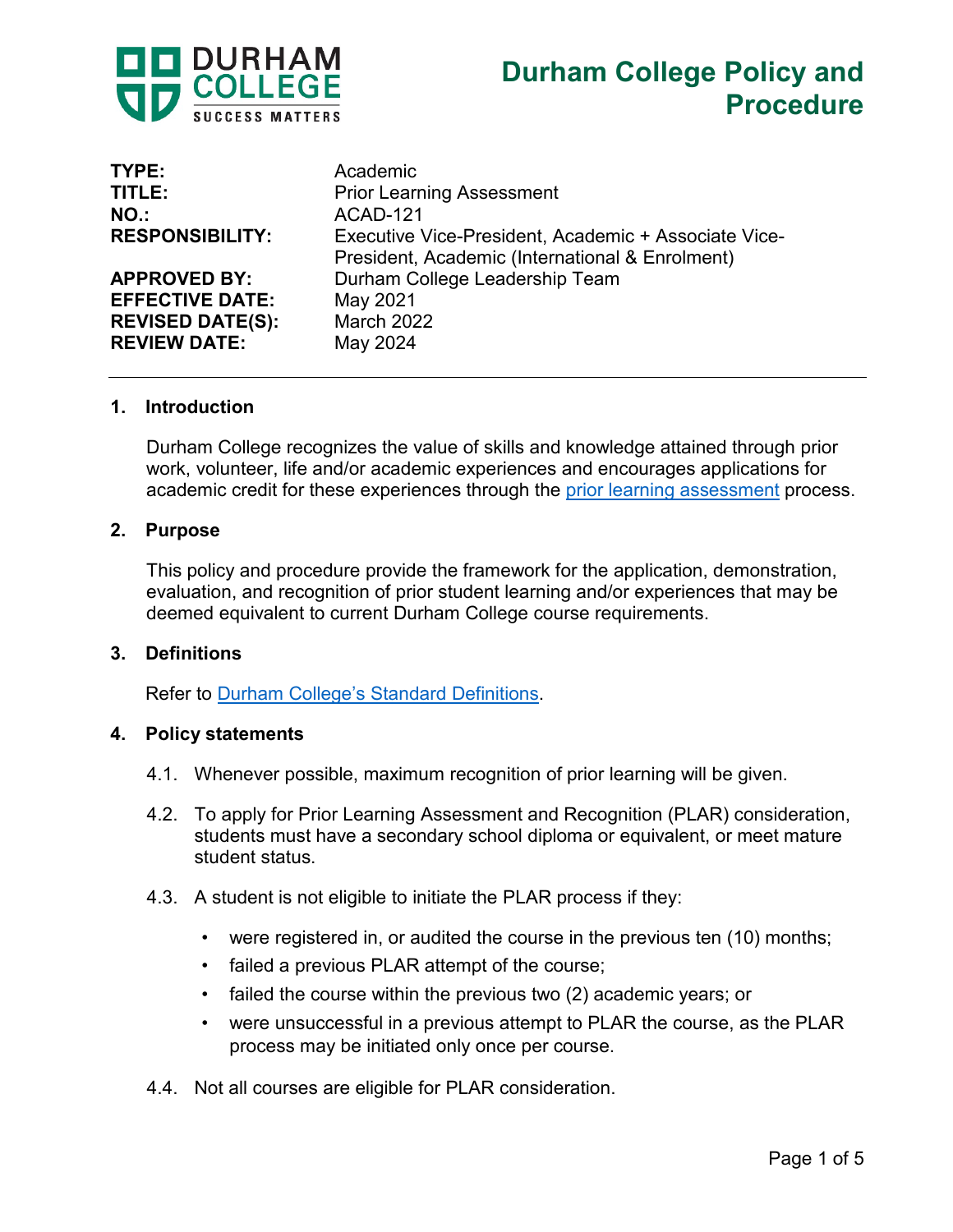# Durham College Policy and Procedure

| | |
|---|---|
| **TYPE:** | Academic |
| **TITLE:** | Prior Learning Assessment |
| **NO.:** | ACAD-121 |
| **RESPONSIBILITY:** | Executive Vice-President, Academic + Associate Vice-President, Academic (International & Enrolment) |
| **APPROVED BY:** | Durham College Leadership Team |
| **EFFECTIVE DATE:** | May 2021 |
| **REVISED DATE(S):** | March 2022 |
| **REVIEW DATE:** | May 2024 |

## 1. Introduction

Durham College recognizes the value of skills and knowledge attained through prior work, volunteer, life and/or academic experiences and encourages applications for academic credit for these experiences through the prior learning assessment process.

## 2. Purpose

This policy and procedure provide the framework for the application, demonstration, evaluation, and recognition of prior student learning and/or experiences that may be deemed equivalent to current Durham College course requirements.

## 3. Definitions

Refer to Durham College's Standard Definitions.

## 4. Policy statements

4.1. Whenever possible, maximum recognition of prior learning will be given.

4.2. To apply for Prior Learning Assessment and Recognition (PLAR) consideration, students must have a secondary school diploma or equivalent, or meet mature student status.

4.3. A student is not eligible to initiate the PLAR process if they:

- were registered in, or audited the course in the previous ten (10) months;
- failed a previous PLAR attempt of the course;
- failed the course within the previous two (2) academic years; or
- were unsuccessful in a previous attempt to PLAR the course, as the PLAR process may be initiated only once per course.

4.4. Not all courses are eligible for PLAR consideration.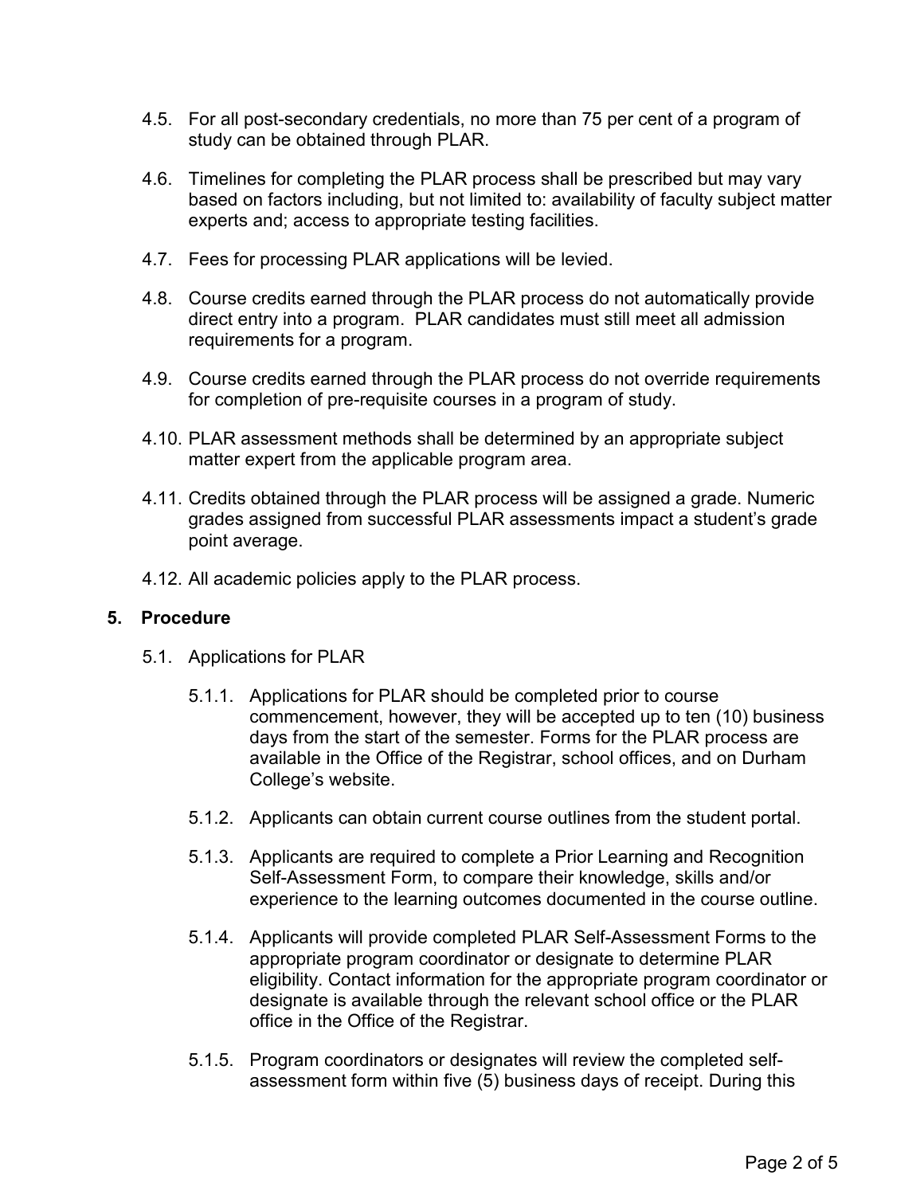4.5. For all post-secondary credentials, no more than 75 per cent of a program of study can be obtained through PLAR.

4.6. Timelines for completing the PLAR process shall be prescribed but may vary based on factors including, but not limited to: availability of faculty subject matter experts and; access to appropriate testing facilities.

4.7. Fees for processing PLAR applications will be levied.

4.8. Course credits earned through the PLAR process do not automatically provide direct entry into a program. PLAR candidates must still meet all admission requirements for a program.

4.9. Course credits earned through the PLAR process do not override requirements for completion of pre-requisite courses in a program of study.

4.10. PLAR assessment methods shall be determined by an appropriate subject matter expert from the applicable program area.

4.11. Credits obtained through the PLAR process will be assigned a grade. Numeric grades assigned from successful PLAR assessments impact a student's grade point average.

4.12. All academic policies apply to the PLAR process.

## 5. Procedure

5.1. Applications for PLAR

5.1.1. Applications for PLAR should be completed prior to course commencement, however, they will be accepted up to ten (10) business days from the start of the semester. Forms for the PLAR process are available in the Office of the Registrar, school offices, and on Durham College's website.

5.1.2. Applicants can obtain current course outlines from the student portal.

5.1.3. Applicants are required to complete a Prior Learning and Recognition Self-Assessment Form, to compare their knowledge, skills and/or experience to the learning outcomes documented in the course outline.

5.1.4. Applicants will provide completed PLAR Self-Assessment Forms to the appropriate program coordinator or designate to determine PLAR eligibility. Contact information for the appropriate program coordinator or designate is available through the relevant school office or the PLAR office in the Office of the Registrar.

5.1.5. Program coordinators or designates will review the completed self-assessment form within five (5) business days of receipt. During this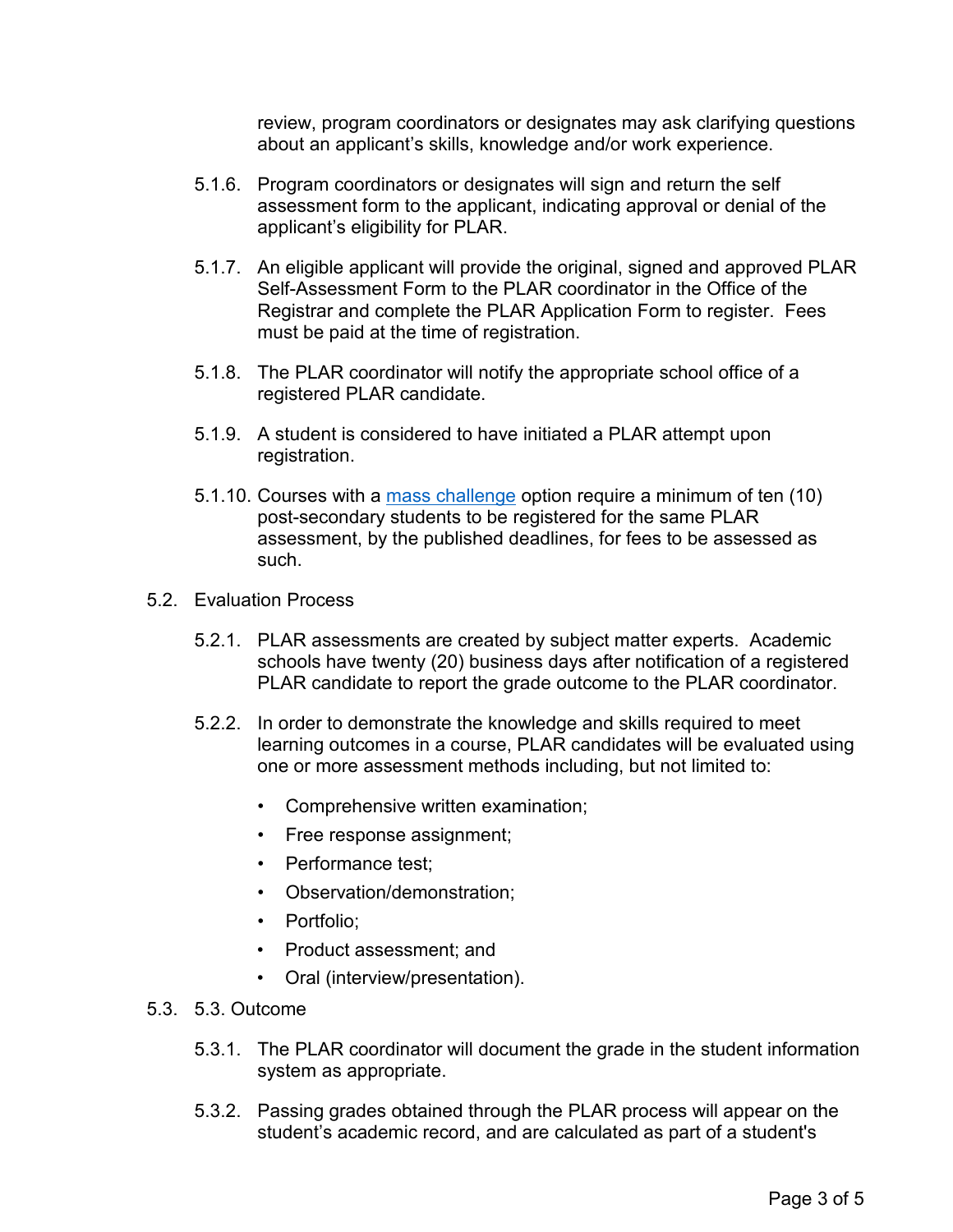review, program coordinators or designates may ask clarifying questions about an applicant's skills, knowledge and/or work experience.

5.1.6. Program coordinators or designates will sign and return the self assessment form to the applicant, indicating approval or denial of the applicant's eligibility for PLAR.

5.1.7. An eligible applicant will provide the original, signed and approved PLAR Self-Assessment Form to the PLAR coordinator in the Office of the Registrar and complete the PLAR Application Form to register. Fees must be paid at the time of registration.

5.1.8. The PLAR coordinator will notify the appropriate school office of a registered PLAR candidate.

5.1.9. A student is considered to have initiated a PLAR attempt upon registration.

5.1.10. Courses with a mass challenge option require a minimum of ten (10) post-secondary students to be registered for the same PLAR assessment, by the published deadlines, for fees to be assessed as such.

5.2. Evaluation Process

5.2.1. PLAR assessments are created by subject matter experts. Academic schools have twenty (20) business days after notification of a registered PLAR candidate to report the grade outcome to the PLAR coordinator.

5.2.2. In order to demonstrate the knowledge and skills required to meet learning outcomes in a course, PLAR candidates will be evaluated using one or more assessment methods including, but not limited to:

- Comprehensive written examination;
- Free response assignment;
- Performance test;
- Observation/demonstration;
- Portfolio;
- Product assessment; and
- Oral (interview/presentation).

5.3. 5.3. Outcome

5.3.1. The PLAR coordinator will document the grade in the student information system as appropriate.

5.3.2. Passing grades obtained through the PLAR process will appear on the student's academic record, and are calculated as part of a student's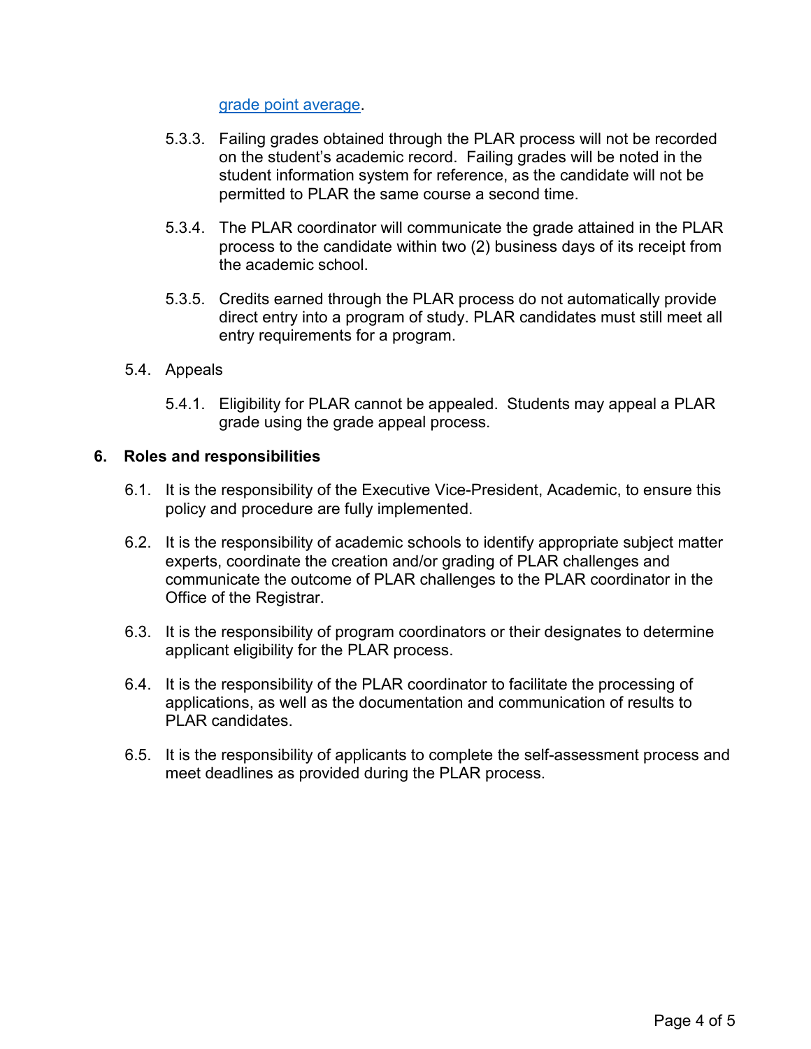grade point average.

5.3.3. Failing grades obtained through the PLAR process will not be recorded on the student's academic record. Failing grades will be noted in the student information system for reference, as the candidate will not be permitted to PLAR the same course a second time.

5.3.4. The PLAR coordinator will communicate the grade attained in the PLAR process to the candidate within two (2) business days of its receipt from the academic school.

5.3.5. Credits earned through the PLAR process do not automatically provide direct entry into a program of study. PLAR candidates must still meet all entry requirements for a program.

5.4. Appeals

5.4.1. Eligibility for PLAR cannot be appealed. Students may appeal a PLAR grade using the grade appeal process.

## 6. Roles and responsibilities

6.1. It is the responsibility of the Executive Vice-President, Academic, to ensure this policy and procedure are fully implemented.

6.2. It is the responsibility of academic schools to identify appropriate subject matter experts, coordinate the creation and/or grading of PLAR challenges and communicate the outcome of PLAR challenges to the PLAR coordinator in the Office of the Registrar.

6.3. It is the responsibility of program coordinators or their designates to determine applicant eligibility for the PLAR process.

6.4. It is the responsibility of the PLAR coordinator to facilitate the processing of applications, as well as the documentation and communication of results to PLAR candidates.

6.5. It is the responsibility of applicants to complete the self-assessment process and meet deadlines as provided during the PLAR process.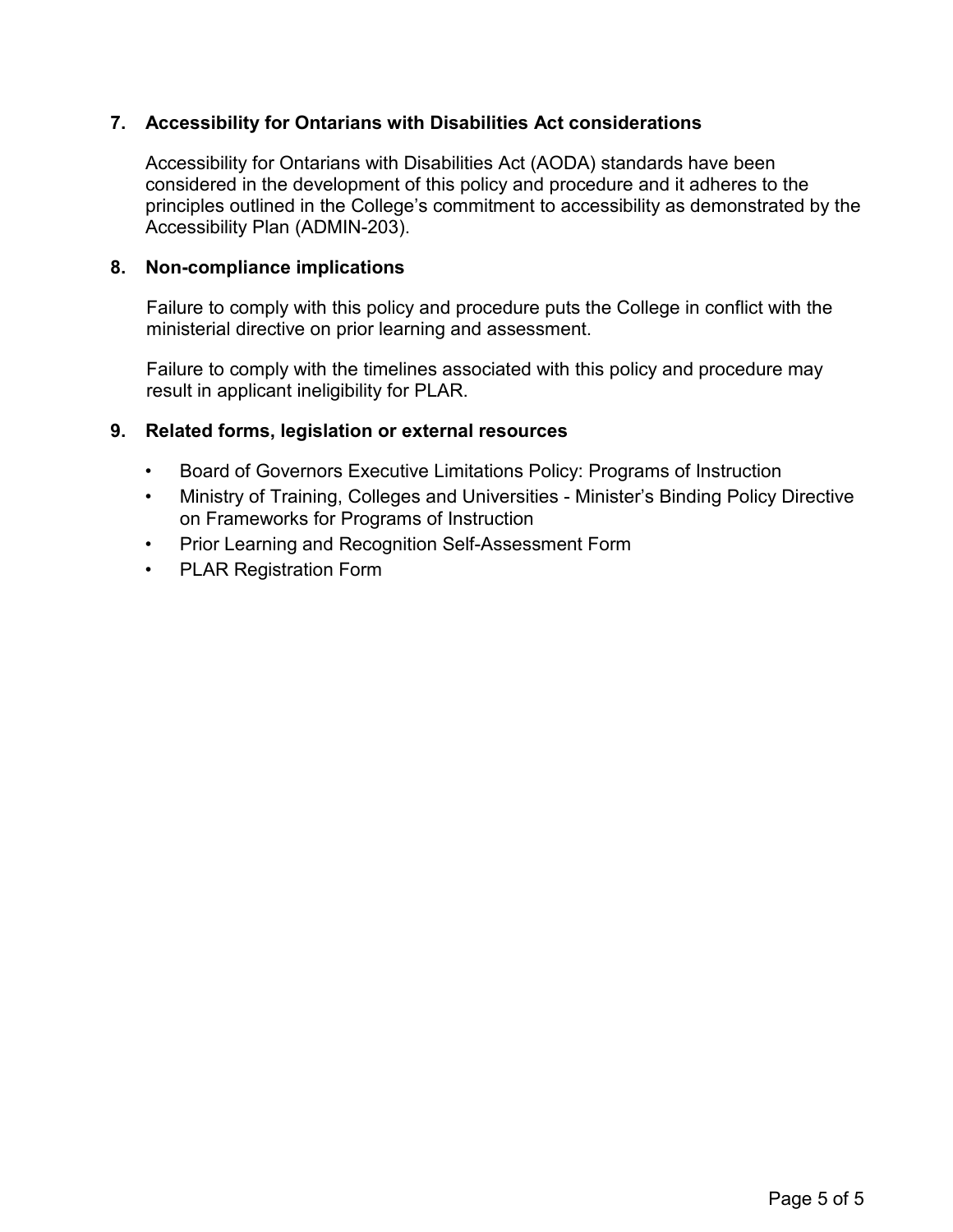## 7. Accessibility for Ontarians with Disabilities Act considerations

Accessibility for Ontarians with Disabilities Act (AODA) standards have been considered in the development of this policy and procedure and it adheres to the principles outlined in the College's commitment to accessibility as demonstrated by the Accessibility Plan (ADMIN-203).

## 8. Non-compliance implications

Failure to comply with this policy and procedure puts the College in conflict with the ministerial directive on prior learning and assessment.

Failure to comply with the timelines associated with this policy and procedure may result in applicant ineligibility for PLAR.

## 9. Related forms, legislation or external resources

- Board of Governors Executive Limitations Policy: Programs of Instruction
- Ministry of Training, Colleges and Universities - Minister's Binding Policy Directive on Frameworks for Programs of Instruction
- Prior Learning and Recognition Self-Assessment Form
- PLAR Registration Form